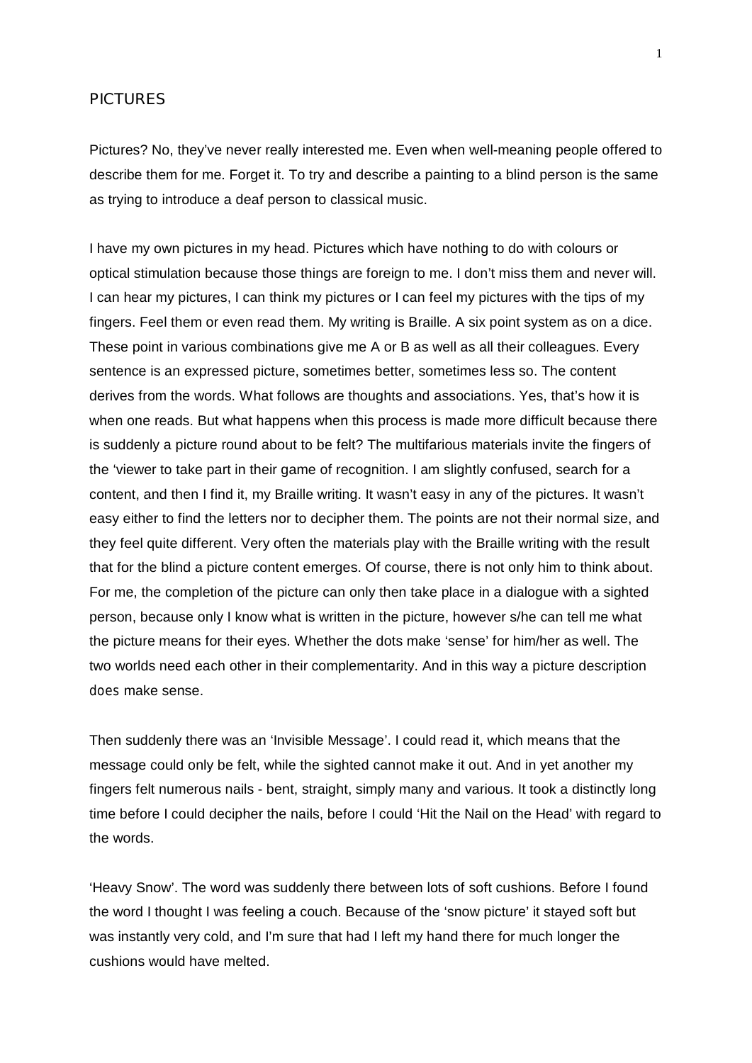# PICTURES

Pictures? No, they've never really interested me. Even when well-meaning people offered to describe them for me. Forget it. To try and describe a painting to a blind person is the same as trying to introduce a deaf person to classical music.

I have my own pictures in my head. Pictures which have nothing to do with colours or optical stimulation because those things are foreign to me. I don't miss them and never will. I can hear my pictures, I can think my pictures or I can feel my pictures with the tips of my fingers. Feel them or even read them. My writing is Braille. A six point system as on a dice. These point in various combinations give me A or B as well as all their colleagues. Every sentence is an expressed picture, sometimes better, sometimes less so. The content derives from the words. What follows are thoughts and associations. Yes, that's how it is when one reads. But what happens when this process is made more difficult because there is suddenly a picture round about to be felt? The multifarious materials invite the fingers of the 'viewer to take part in their game of recognition. I am slightly confused, search for a content, and then I find it, my Braille writing. It wasn't easy in any of the pictures. It wasn't easy either to find the letters nor to decipher them. The points are not their normal size, and they feel quite different. Very often the materials play with the Braille writing with the result that for the blind a picture content emerges. Of course, there is not only him to think about. For me, the completion of the picture can only then take place in a dialogue with a sighted person, because only I know what is written in the picture, however s/he can tell me what the picture means for their eyes. Whether the dots make 'sense' for him/her as well. The two worlds need each other in their complementarity. And in this way a picture description *does* make sense.

Then suddenly there was an 'Invisible Message'. I could read it, which means that the message could only be felt, while the sighted cannot make it out. And in yet another my fingers felt numerous nails - bent, straight, simply many and various. It took a distinctly long time before I could decipher the nails, before I could 'Hit the Nail on the Head' with regard to the words.

'Heavy Snow'. The word was suddenly there between lots of soft cushions. Before I found the word I thought I was feeling a couch. Because of the 'snow picture' it stayed soft but was instantly very cold, and I'm sure that had I left my hand there for much longer the cushions would have melted.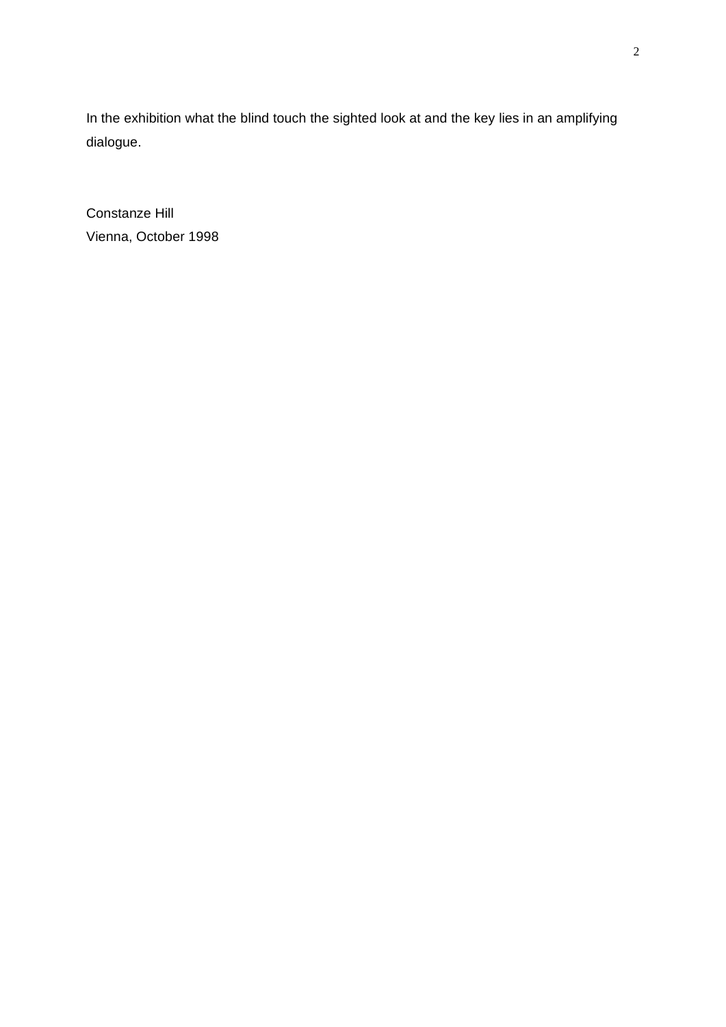In the exhibition what the blind touch the sighted look at and the key lies in an amplifying dialogue.

Constanze Hill
Vienna, October 1998